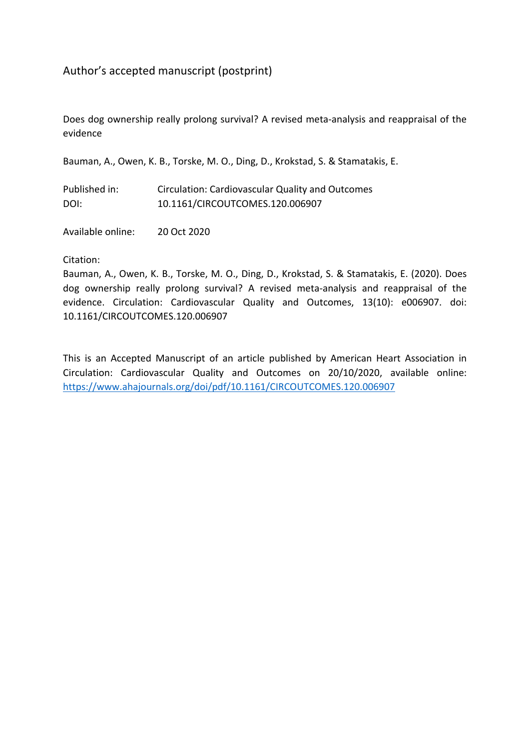Author's accepted manuscript (postprint)

Does dog ownership really prolong survival? A revised meta-analysis and reappraisal of the evidence

Bauman, A., Owen, K. B., Torske, M. O., Ding, D., Krokstad, S. & Stamatakis, E.

| | |
|---|---|
| Published in: | Circulation: Cardiovascular Quality and Outcomes |
| DOI: | 10.1161/CIRCOUTCOMES.120.006907 |

Available online: 20 Oct 2020

Citation:

Bauman, A., Owen, K. B., Torske, M. O., Ding, D., Krokstad, S. & Stamatakis, E. (2020). Does dog ownership really prolong survival? A revised meta-analysis and reappraisal of the evidence. Circulation: Cardiovascular Quality and Outcomes, 13(10): e006907. doi: 10.1161/CIRCOUTCOMES.120.006907

This is an Accepted Manuscript of an article published by American Heart Association in Circulation: Cardiovascular Quality and Outcomes on 20/10/2020, available online: https://www.ahajournals.org/doi/pdf/10.1161/CIRCOUTCOMES.120.006907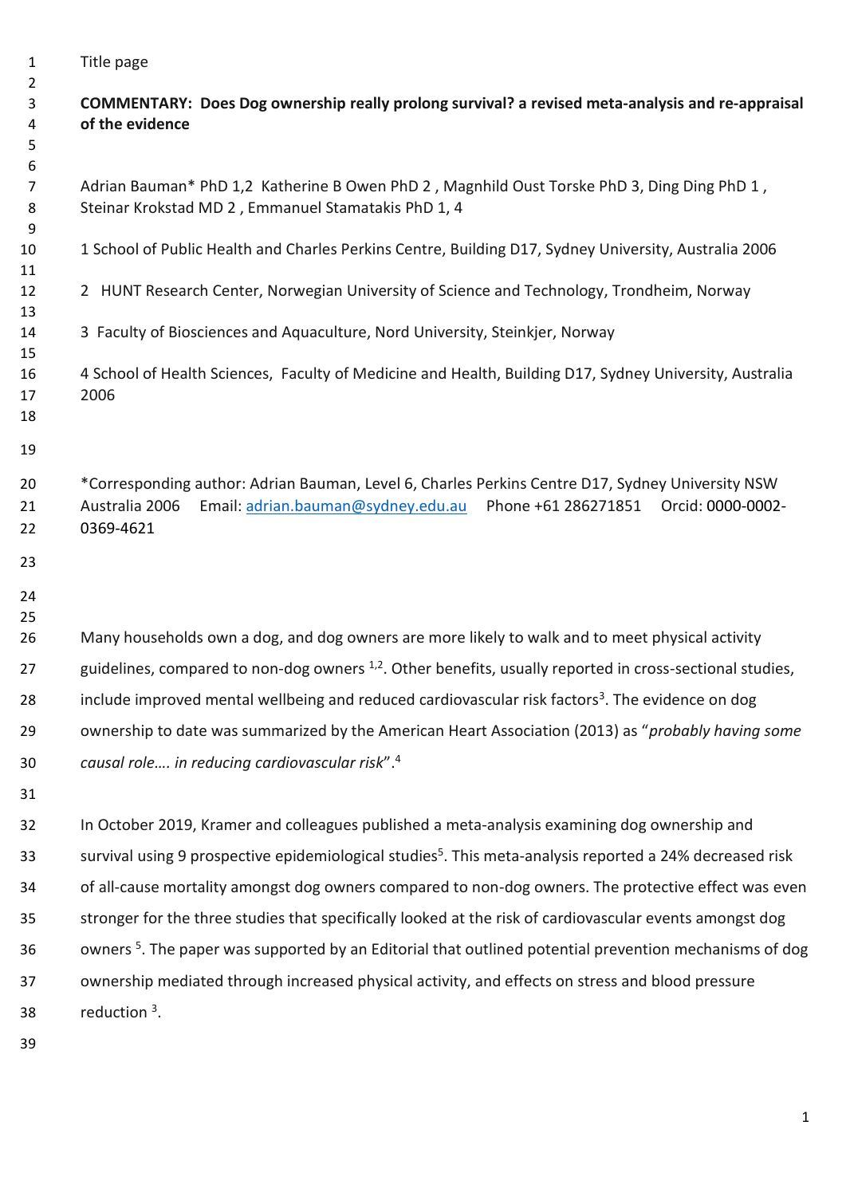Title page

**COMMENTARY: Does Dog ownership really prolong survival? a revised meta-analysis and re-appraisal of the evidence**

Adrian Bauman* PhD 1,2 Katherine B Owen PhD 2 , Magnhild Oust Torske PhD 3, Ding Ding PhD 1 , Steinar Krokstad MD 2 , Emmanuel Stamatakis PhD 1, 4

1 School of Public Health and Charles Perkins Centre, Building D17, Sydney University, Australia 2006

2 HUNT Research Center, Norwegian University of Science and Technology, Trondheim, Norway

3 Faculty of Biosciences and Aquaculture, Nord University, Steinkjer, Norway

4 School of Health Sciences, Faculty of Medicine and Health, Building D17, Sydney University, Australia 2006

*Corresponding author: Adrian Bauman, Level 6, Charles Perkins Centre D17, Sydney University NSW Australia 2006 Email: adrian.bauman@sydney.edu.au Phone +61 286271851 Orcid: 0000-0002-0369-4621

Many households own a dog, and dog owners are more likely to walk and to meet physical activity guidelines, compared to non-dog owners [1,2]. Other benefits, usually reported in cross-sectional studies, include improved mental wellbeing and reduced cardiovascular risk factors[3]. The evidence on dog ownership to date was summarized by the American Heart Association (2013) as "*probably having some causal role…. in reducing cardiovascular risk*".[4]

In October 2019, Kramer and colleagues published a meta-analysis examining dog ownership and survival using 9 prospective epidemiological studies[5]. This meta-analysis reported a 24% decreased risk of all-cause mortality amongst dog owners compared to non-dog owners. The protective effect was even stronger for the three studies that specifically looked at the risk of cardiovascular events amongst dog owners [5]. The paper was supported by an Editorial that outlined potential prevention mechanisms of dog ownership mediated through increased physical activity, and effects on stress and blood pressure reduction [3].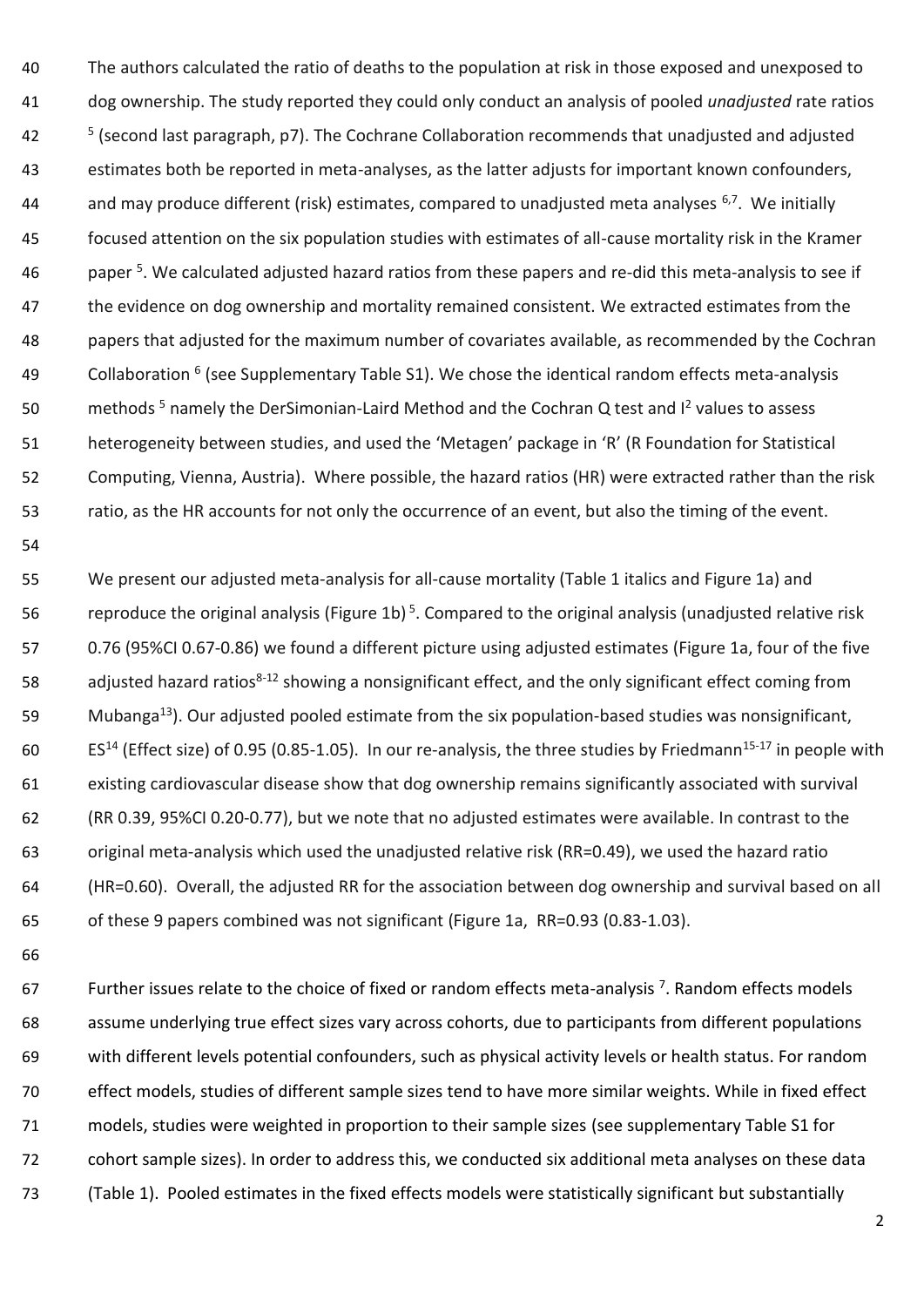The authors calculated the ratio of deaths to the population at risk in those exposed and unexposed to dog ownership. The study reported they could only conduct an analysis of pooled *unadjusted* rate ratios [5] (second last paragraph, p7). The Cochrane Collaboration recommends that unadjusted and adjusted estimates both be reported in meta-analyses, as the latter adjusts for important known confounders, and may produce different (risk) estimates, compared to unadjusted meta analyses [6,7]. We initially focused attention on the six population studies with estimates of all-cause mortality risk in the Kramer paper [5]. We calculated adjusted hazard ratios from these papers and re-did this meta-analysis to see if the evidence on dog ownership and mortality remained consistent. We extracted estimates from the papers that adjusted for the maximum number of covariates available, as recommended by the Cochran Collaboration [6] (see Supplementary Table S1). We chose the identical random effects meta-analysis methods [5] namely the DerSimonian-Laird Method and the Cochran Q test and $I^2$ values to assess heterogeneity between studies, and used the 'Metagen' package in 'R' (R Foundation for Statistical Computing, Vienna, Austria). Where possible, the hazard ratios (HR) were extracted rather than the risk ratio, as the HR accounts for not only the occurrence of an event, but also the timing of the event.

We present our adjusted meta-analysis for all-cause mortality (Table 1 italics and Figure 1a) and reproduce the original analysis (Figure 1b) [5]. Compared to the original analysis (unadjusted relative risk 0.76 (95%CI 0.67-0.86) we found a different picture using adjusted estimates (Figure 1a, four of the five adjusted hazard ratios[8-12] showing a nonsignificant effect, and the only significant effect coming from Mubanga[13]). Our adjusted pooled estimate from the six population-based studies was nonsignificant, ES[14] (Effect size) of 0.95 (0.85-1.05). In our re-analysis, the three studies by Friedmann[15-17] in people with existing cardiovascular disease show that dog ownership remains significantly associated with survival (RR 0.39, 95%CI 0.20-0.77), but we note that no adjusted estimates were available. In contrast to the original meta-analysis which used the unadjusted relative risk (RR=0.49), we used the hazard ratio (HR=0.60). Overall, the adjusted RR for the association between dog ownership and survival based on all of these 9 papers combined was not significant (Figure 1a, RR=0.93 (0.83-1.03).

Further issues relate to the choice of fixed or random effects meta-analysis [7]. Random effects models assume underlying true effect sizes vary across cohorts, due to participants from different populations with different levels potential confounders, such as physical activity levels or health status. For random effect models, studies of different sample sizes tend to have more similar weights. While in fixed effect models, studies were weighted in proportion to their sample sizes (see supplementary Table S1 for cohort sample sizes). In order to address this, we conducted six additional meta analyses on these data (Table 1). Pooled estimates in the fixed effects models were statistically significant but substantially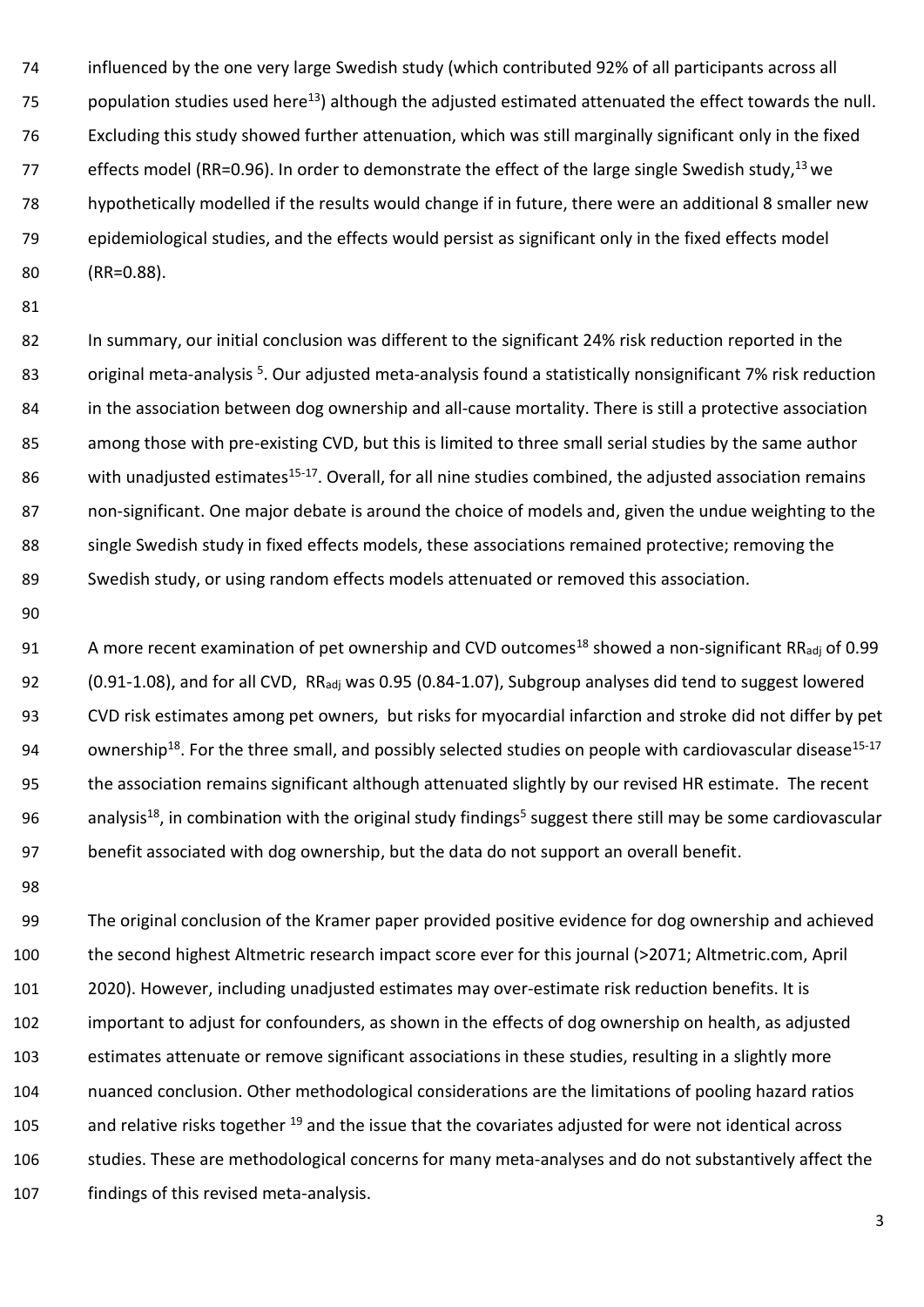influenced by the one very large Swedish study (which contributed 92% of all participants across all population studies used here[13]) although the adjusted estimated attenuated the effect towards the null. Excluding this study showed further attenuation, which was still marginally significant only in the fixed effects model (RR=0.96). In order to demonstrate the effect of the large single Swedish study,[13] we hypothetically modelled if the results would change if in future, there were an additional 8 smaller new epidemiological studies, and the effects would persist as significant only in the fixed effects model (RR=0.88).

In summary, our initial conclusion was different to the significant 24% risk reduction reported in the original meta-analysis [5]. Our adjusted meta-analysis found a statistically nonsignificant 7% risk reduction in the association between dog ownership and all-cause mortality. There is still a protective association among those with pre-existing CVD, but this is limited to three small serial studies by the same author with unadjusted estimates[15-17]. Overall, for all nine studies combined, the adjusted association remains non-significant. One major debate is around the choice of models and, given the undue weighting to the single Swedish study in fixed effects models, these associations remained protective; removing the Swedish study, or using random effects models attenuated or removed this association.

A more recent examination of pet ownership and CVD outcomes[18] showed a non-significant $RR_{adj}$ of 0.99 (0.91-1.08), and for all CVD, $RR_{adj}$ was 0.95 (0.84-1.07), Subgroup analyses did tend to suggest lowered CVD risk estimates among pet owners, but risks for myocardial infarction and stroke did not differ by pet ownership[18]. For the three small, and possibly selected studies on people with cardiovascular disease[15-17] the association remains significant although attenuated slightly by our revised HR estimate. The recent analysis[18], in combination with the original study findings[5] suggest there still may be some cardiovascular benefit associated with dog ownership, but the data do not support an overall benefit.

The original conclusion of the Kramer paper provided positive evidence for dog ownership and achieved the second highest Altmetric research impact score ever for this journal (>2071; Altmetric.com, April 2020). However, including unadjusted estimates may over-estimate risk reduction benefits. It is important to adjust for confounders, as shown in the effects of dog ownership on health, as adjusted estimates attenuate or remove significant associations in these studies, resulting in a slightly more nuanced conclusion. Other methodological considerations are the limitations of pooling hazard ratios and relative risks together [19] and the issue that the covariates adjusted for were not identical across studies. These are methodological concerns for many meta-analyses and do not substantively affect the findings of this revised meta-analysis.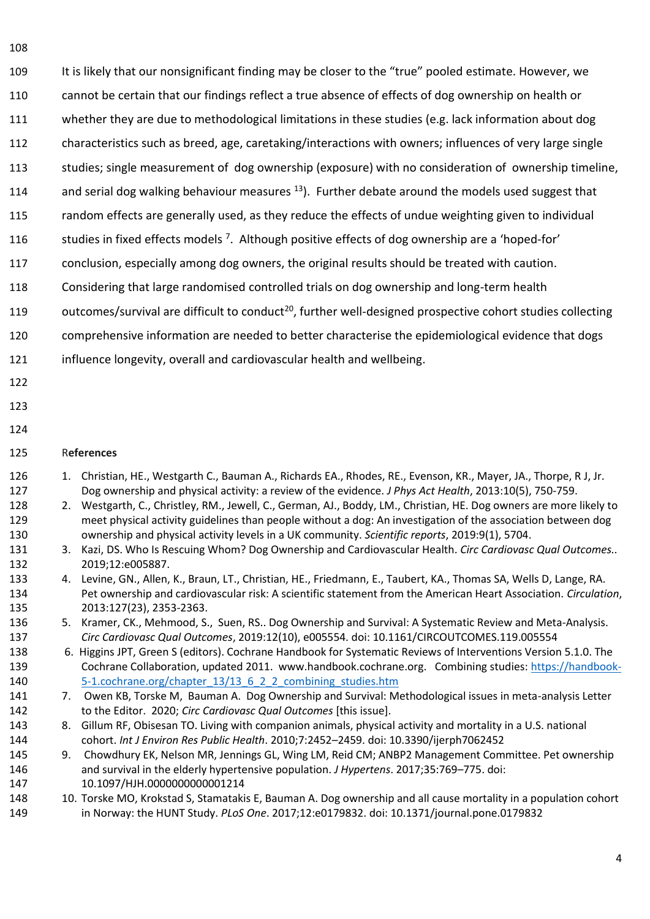It is likely that our nonsignificant finding may be closer to the "true" pooled estimate. However, we cannot be certain that our findings reflect a true absence of effects of dog ownership on health or whether they are due to methodological limitations in these studies (e.g. lack information about dog characteristics such as breed, age, caretaking/interactions with owners; influences of very large single studies; single measurement of dog ownership (exposure) with no consideration of ownership timeline, and serial dog walking behaviour measures [13]). Further debate around the models used suggest that random effects are generally used, as they reduce the effects of undue weighting given to individual studies in fixed effects models [7]. Although positive effects of dog ownership are a 'hoped-for' conclusion, especially among dog owners, the original results should be treated with caution. Considering that large randomised controlled trials on dog ownership and long-term health outcomes/survival are difficult to conduct[20], further well-designed prospective cohort studies collecting comprehensive information are needed to better characterise the epidemiological evidence that dogs influence longevity, overall and cardiovascular health and wellbeing.

## References

1. Christian, HE., Westgarth C., Bauman A., Richards EA., Rhodes, RE., Evenson, KR., Mayer, JA., Thorpe, R J, Jr. Dog ownership and physical activity: a review of the evidence. *J Phys Act Health*, 2013:10(5), 750-759.
2. Westgarth, C., Christley, RM., Jewell, C., German, AJ., Boddy, LM., Christian, HE. Dog owners are more likely to meet physical activity guidelines than people without a dog: An investigation of the association between dog ownership and physical activity levels in a UK community. *Scientific reports*, 2019:9(1), 5704.
3. Kazi, DS. Who Is Rescuing Whom? Dog Ownership and Cardiovascular Health. *Circ Cardiovasc Qual Outcomes.*. 2019;12:e005887.
4. Levine, GN., Allen, K., Braun, LT., Christian, HE., Friedmann, E., Taubert, KA., Thomas SA, Wells D, Lange, RA. Pet ownership and cardiovascular risk: A scientific statement from the American Heart Association. *Circulation*, 2013:127(23), 2353-2363.
5. Kramer, CK., Mehmood, S., Suen, RS.. Dog Ownership and Survival: A Systematic Review and Meta-Analysis. *Circ Cardiovasc Qual Outcomes*, 2019:12(10), e005554. doi: 10.1161/CIRCOUTCOMES.119.005554
6. Higgins JPT, Green S (editors). Cochrane Handbook for Systematic Reviews of Interventions Version 5.1.0. The Cochrane Collaboration, updated 2011. www.handbook.cochrane.org. Combining studies: https://handbook-5-1.cochrane.org/chapter_13/13_6_2_2_combining_studies.htm
7. Owen KB, Torske M, Bauman A. Dog Ownership and Survival: Methodological issues in meta-analysis Letter to the Editor. 2020; *Circ Cardiovasc Qual Outcomes* [this issue].
8. Gillum RF, Obisesan TO. Living with companion animals, physical activity and mortality in a U.S. national cohort. *Int J Environ Res Public Health*. 2010;7:2452–2459. doi: 10.3390/ijerph7062452
9. Chowdhury EK, Nelson MR, Jennings GL, Wing LM, Reid CM; ANBP2 Management Committee. Pet ownership and survival in the elderly hypertensive population. *J Hypertens*. 2017;35:769–775. doi: 10.1097/HJH.0000000000001214
10. Torske MO, Krokstad S, Stamatakis E, Bauman A. Dog ownership and all cause mortality in a population cohort in Norway: the HUNT Study. *PLoS One*. 2017;12:e0179832. doi: 10.1371/journal.pone.0179832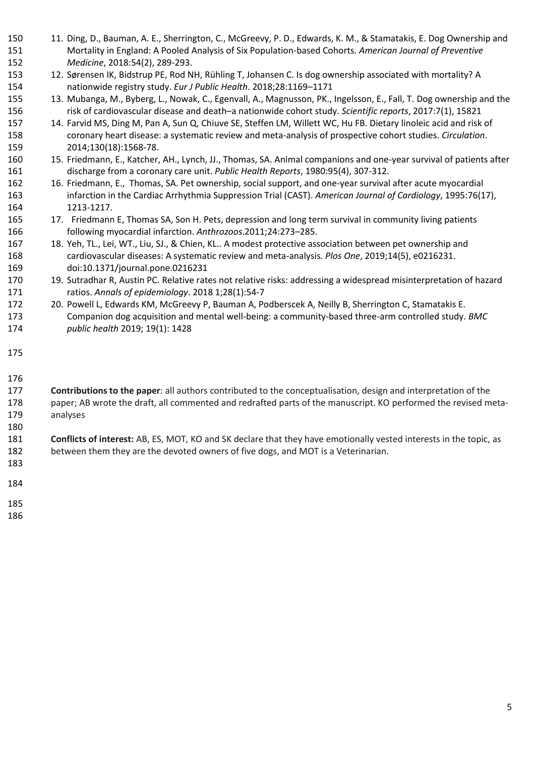11. Ding, D., Bauman, A. E., Sherrington, C., McGreevy, P. D., Edwards, K. M., & Stamatakis, E. Dog Ownership and Mortality in England: A Pooled Analysis of Six Population-based Cohorts. *American Journal of Preventive Medicine*, 2018:54(2), 289-293.
12. Sørensen IK, Bidstrup PE, Rod NH, Rühling T, Johansen C. Is dog ownership associated with mortality? A nationwide registry study. *Eur J Public Health*. 2018;28:1169–1171
13. Mubanga, M., Byberg, L., Nowak, C., Egenvall, A., Magnusson, PK., Ingelsson, E., Fall, T. Dog ownership and the risk of cardiovascular disease and death–a nationwide cohort study. *Scientific reports*, 2017:7(1), 15821
14. Farvid MS, Ding M, Pan A, Sun Q, Chiuve SE, Steffen LM, Willett WC, Hu FB. Dietary linoleic acid and risk of coronary heart disease: a systematic review and meta-analysis of prospective cohort studies. *Circulation*. 2014;130(18):1568-78.
15. Friedmann, E., Katcher, AH., Lynch, JJ., Thomas, SA. Animal companions and one-year survival of patients after discharge from a coronary care unit. *Public Health Reports*, 1980:95(4), 307-312.
16. Friedmann, E., Thomas, SA. Pet ownership, social support, and one-year survival after acute myocardial infarction in the Cardiac Arrhythmia Suppression Trial (CAST). *American Journal of Cardiology*, 1995:76(17), 1213-1217.
17. Friedmann E, Thomas SA, Son H. Pets, depression and long term survival in community living patients following myocardial infarction. *Anthrozoos*.2011;24:273–285.
18. Yeh, TL., Lei, WT., Liu, SJ., & Chien, KL.. A modest protective association between pet ownership and cardiovascular diseases: A systematic review and meta-analysis. *Plos One*, 2019;14(5), e0216231. doi:10.1371/journal.pone.0216231
19. Sutradhar R, Austin PC. Relative rates not relative risks: addressing a widespread misinterpretation of hazard ratios. *Annals of epidemiology*. 2018 1;28(1):54-7
20. Powell L, Edwards KM, McGreevy P, Bauman A, Podberscek A, Neilly B, Sherrington C, Stamatakis E. Companion dog acquisition and mental well-being: a community-based three-arm controlled study. *BMC public health* 2019; 19(1): 1428

**Contributions to the paper**: all authors contributed to the conceptualisation, design and interpretation of the paper; AB wrote the draft, all commented and redrafted parts of the manuscript. KO performed the revised meta-analyses

**Conflicts of interest:** AB, ES, MOT, KO and SK declare that they have emotionally vested interests in the topic, as between them they are the devoted owners of five dogs, and MOT is a Veterinarian.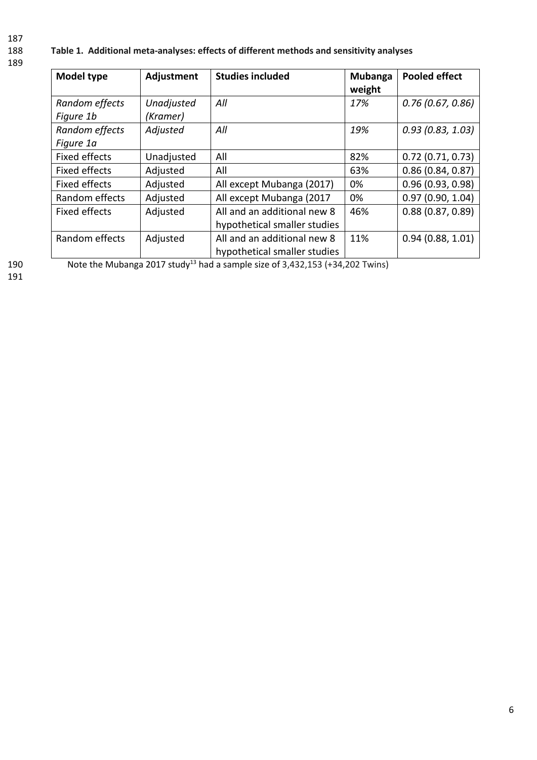**Table 1. Additional meta-analyses: effects of different methods and sensitivity analyses**

| Model type | Adjustment | Studies included | Mubanga weight | Pooled effect |
|---|---|---|---|---|
| *Random effects Figure 1b* | *Unadjusted (Kramer)* | *All* | *17%* | *0.76 (0.67, 0.86)* |
| *Random effects Figure 1a* | *Adjusted* | *All* | *19%* | *0.93 (0.83, 1.03)* |
| Fixed effects | Unadjusted | All | 82% | 0.72 (0.71, 0.73) |
| Fixed effects | Adjusted | All | 63% | 0.86 (0.84, 0.87) |
| Fixed effects | Adjusted | All except Mubanga (2017) | 0% | 0.96 (0.93, 0.98) |
| Random effects | Adjusted | All except Mubanga (2017 | 0% | 0.97 (0.90, 1.04) |
| Fixed effects | Adjusted | All and an additional new 8 hypothetical smaller studies | 46% | 0.88 (0.87, 0.89) |
| Random effects | Adjusted | All and an additional new 8 hypothetical smaller studies | 11% | 0.94 (0.88, 1.01) |

Note the Mubanga 2017 study[13] had a sample size of 3,432,153 (+34,202 Twins)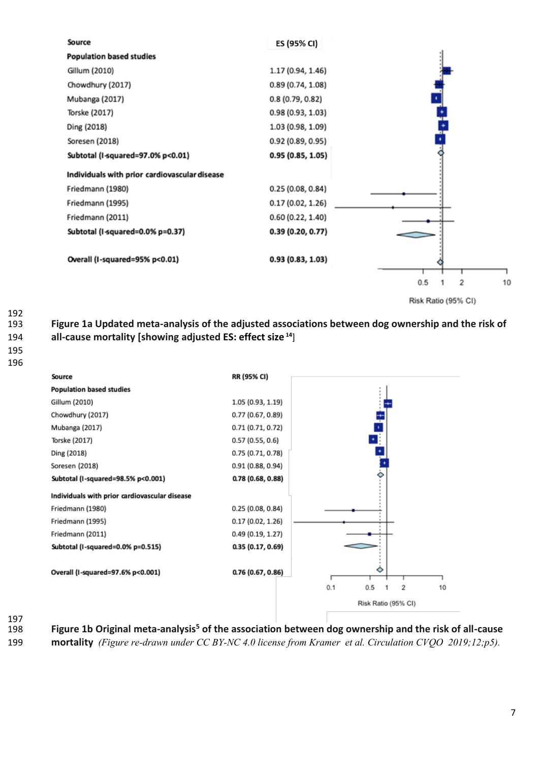| Source | ES (95% CI) |
|---|---|
| **Population based studies** | |
| Gillum (2010) | 1.17 (0.94, 1.46) |
| Chowdhury (2017) | 0.89 (0.74, 1.08) |
| Mubanga (2017) | 0.8 (0.79, 0.82) |
| Torske (2017) | 0.98 (0.93, 1.03) |
| Ding (2018) | 1.03 (0.98, 1.09) |
| Soresen (2018) | 0.92 (0.89, 0.95) |
| **Subtotal (I-squared=97.0% p<0.01)** | **0.95 (0.85, 1.05)** |
| **Individuals with prior cardiovascular disease** | |
| Friedmann (1980) | 0.25 (0.08, 0.84) |
| Friedmann (1995) | 0.17 (0.02, 1.26) |
| Friedmann (2011) | 0.60 (0.22, 1.40) |
| **Subtotal (I-squared=0.0% p=0.37)** | **0.39 (0.20, 0.77)** |
| **Overall (I-squared=95% p<0.01)** | **0.93 (0.83, 1.03)** |

Risk Ratio (95% CI)

**Figure 1a Updated meta-analysis of the adjusted associations between dog ownership and the risk of all-cause mortality [showing adjusted ES: effect size [14]]**

| Source | RR (95% CI) |
|---|---|
| **Population based studies** | |
| Gillum (2010) | 1.05 (0.93, 1.19) |
| Chowdhury (2017) | 0.77 (0.67, 0.89) |
| Mubanga (2017) | 0.71 (0.71, 0.72) |
| Torske (2017) | 0.57 (0.55, 0.6) |
| Ding (2018) | 0.75 (0.71, 0.78) |
| Soresen (2018) | 0.91 (0.88, 0.94) |
| **Subtotal (I-squared=98.5% p<0.001)** | **0.78 (0.68, 0.88)** |
| **Individuals with prior cardiovascular disease** | |
| Friedmann (1980) | 0.25 (0.08, 0.84) |
| Friedmann (1995) | 0.17 (0.02, 1.26) |
| Friedmann (2011) | 0.49 (0.19, 1.27) |
| **Subtotal (I-squared=0.0% p=0.515)** | **0.35 (0.17, 0.69)** |
| **Overall (I-squared=97.6% p<0.001)** | **0.76 (0.67, 0.86)** |

Risk Ratio (95% CI)

**Figure 1b Original meta-analysis[5] of the association between dog ownership and the risk of all-cause mortality** *(Figure re-drawn under CC BY-NC 4.0 license from Kramer et al. Circulation CVQO 2019;12;p5).*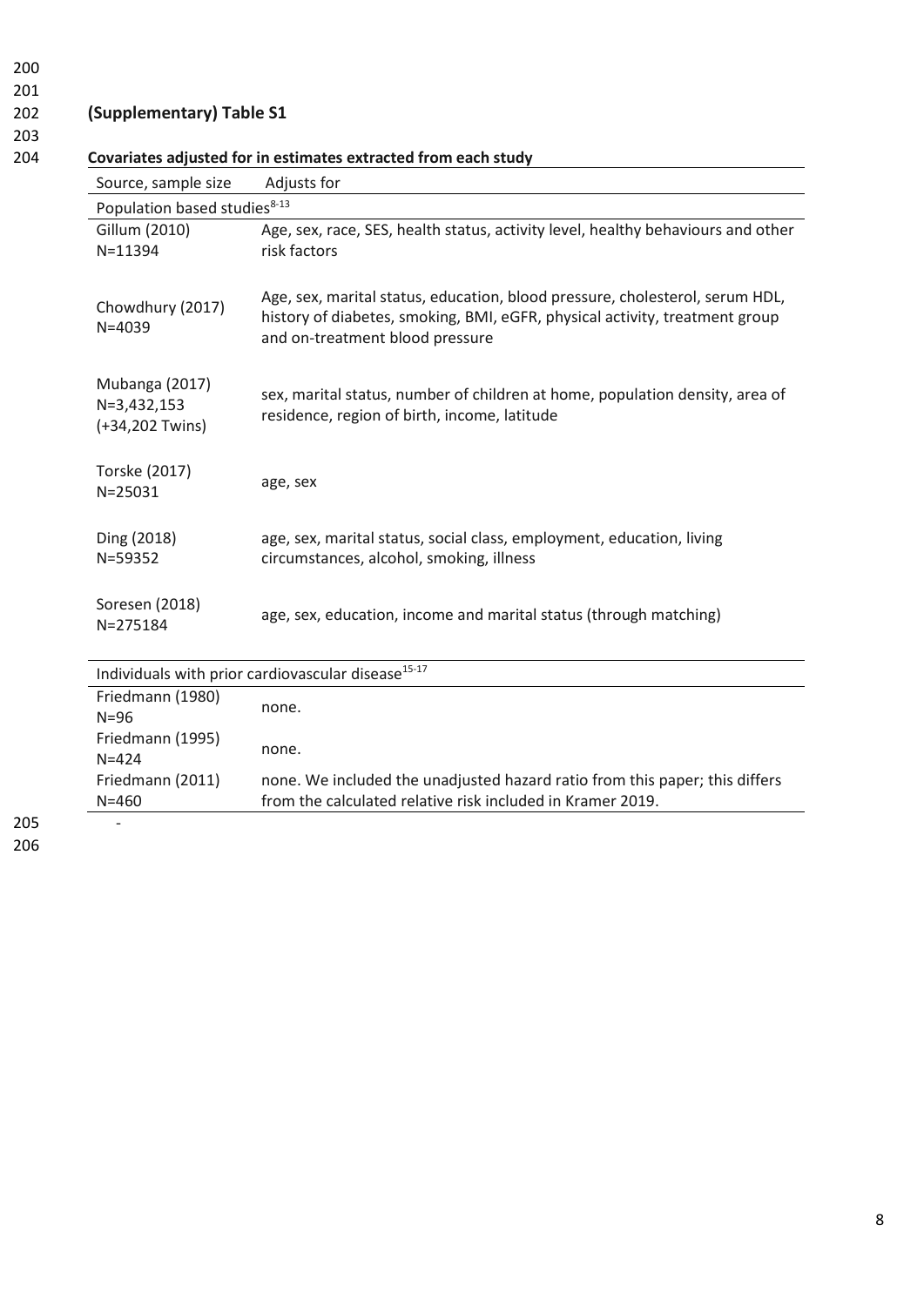## (Supplementary) Table S1

**Covariates adjusted for in estimates extracted from each study**

| Source, sample size | Adjusts for |
|---|---|
| Population based studies[8-13] | |
| Gillum (2010) N=11394 | Age, sex, race, SES, health status, activity level, healthy behaviours and other risk factors |
| Chowdhury (2017) N=4039 | Age, sex, marital status, education, blood pressure, cholesterol, serum HDL, history of diabetes, smoking, BMI, eGFR, physical activity, treatment group and on-treatment blood pressure |
| Mubanga (2017) N=3,432,153 (+34,202 Twins) | sex, marital status, number of children at home, population density, area of residence, region of birth, income, latitude |
| Torske (2017) N=25031 | age, sex |
| Ding (2018) N=59352 | age, sex, marital status, social class, employment, education, living circumstances, alcohol, smoking, illness |
| Soresen (2018) N=275184 | age, sex, education, income and marital status (through matching) |
| Individuals with prior cardiovascular disease[15-17] | |
| Friedmann (1980) N=96 | none. |
| Friedmann (1995) N=424 | none. |
| Friedmann (2011) N=460 | none. We included the unadjusted hazard ratio from this paper; this differs from the calculated relative risk included in Kramer 2019. |

-